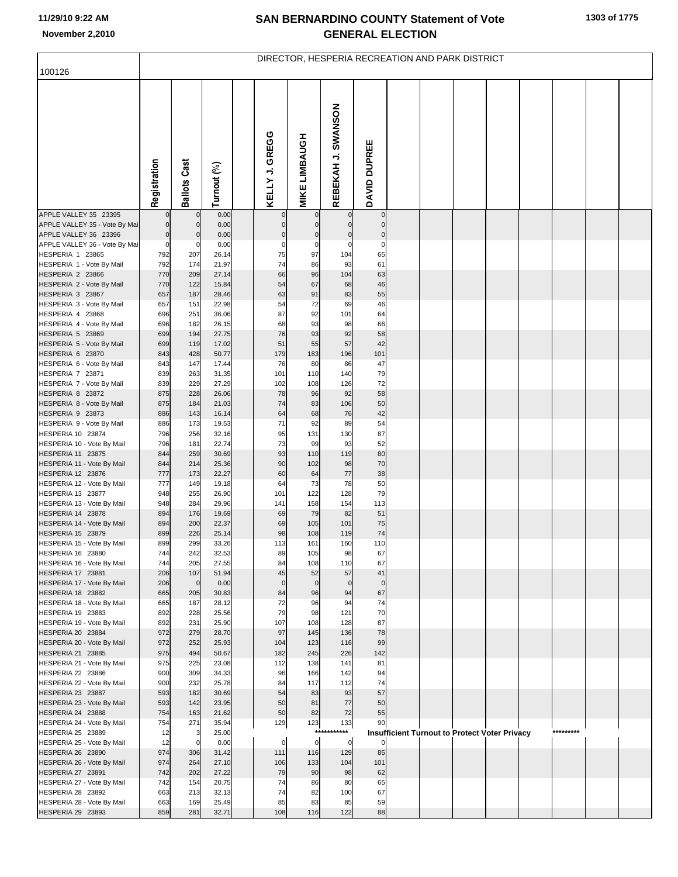# SAN BERNARDINO COUNTY Statement of Vote
## GENERAL ELECTION

11/29/10 9:22 AM
November 2,2010

### DIRECTOR, HESPERIA RECREATION AND PARK DISTRICT

100126

| | Registration | Ballots Cast | Turnout (%) | | KELLY J. GREGG | MIKE LIMBAUGH | REBEKAH J. SWANSON | DAVID DUPREE |
|---|---|---|---|---|---|---|---|---|
| APPLE VALLEY 35 23395 | 0 | 0 | 0.00 | | 0 | 0 | 0 | 0 |
| APPLE VALLEY 35 - Vote By Mai | 0 | 0 | 0.00 | | 0 | 0 | 0 | 0 |
| APPLE VALLEY 36 23396 | 0 | 0 | 0.00 | | 0 | 0 | 0 | 0 |
| APPLE VALLEY 36 - Vote By Mai | 0 | 0 | 0.00 | | 0 | 0 | 0 | 0 |
| HESPERIA 1 23865 | 792 | 207 | 26.14 | | 75 | 97 | 104 | 65 |
| HESPERIA 1 - Vote By Mail | 792 | 174 | 21.97 | | 74 | 86 | 93 | 61 |
| HESPERIA 2 23866 | 770 | 209 | 27.14 | | 66 | 96 | 104 | 63 |
| HESPERIA 2 - Vote By Mail | 770 | 122 | 15.84 | | 54 | 67 | 68 | 46 |
| HESPERIA 3 23867 | 657 | 187 | 28.46 | | 63 | 91 | 83 | 55 |
| HESPERIA 3 - Vote By Mail | 657 | 151 | 22.98 | | 54 | 72 | 69 | 46 |
| HESPERIA 4 23868 | 696 | 251 | 36.06 | | 87 | 92 | 101 | 64 |
| HESPERIA 4 - Vote By Mail | 696 | 182 | 26.15 | | 68 | 93 | 98 | 66 |
| HESPERIA 5 23869 | 699 | 194 | 27.75 | | 76 | 93 | 92 | 58 |
| HESPERIA 5 - Vote By Mail | 699 | 119 | 17.02 | | 51 | 55 | 57 | 42 |
| HESPERIA 6 23870 | 843 | 428 | 50.77 | | 179 | 183 | 196 | 101 |
| HESPERIA 6 - Vote By Mail | 843 | 147 | 17.44 | | 76 | 80 | 86 | 47 |
| HESPERIA 7 23871 | 839 | 263 | 31.35 | | 101 | 110 | 140 | 79 |
| HESPERIA 7 - Vote By Mail | 839 | 229 | 27.29 | | 102 | 108 | 126 | 72 |
| HESPERIA 8 23872 | 875 | 228 | 26.06 | | 78 | 96 | 92 | 58 |
| HESPERIA 8 - Vote By Mail | 875 | 184 | 21.03 | | 74 | 83 | 106 | 50 |
| HESPERIA 9 23873 | 886 | 143 | 16.14 | | 64 | 68 | 76 | 42 |
| HESPERIA 9 - Vote By Mail | 886 | 173 | 19.53 | | 71 | 92 | 89 | 54 |
| HESPERIA 10 23874 | 796 | 256 | 32.16 | | 95 | 131 | 130 | 87 |
| HESPERIA 10 - Vote By Mail | 796 | 181 | 22.74 | | 73 | 99 | 93 | 52 |
| HESPERIA 11 23875 | 844 | 259 | 30.69 | | 93 | 110 | 119 | 80 |
| HESPERIA 11 - Vote By Mail | 844 | 214 | 25.36 | | 90 | 102 | 98 | 70 |
| HESPERIA 12 23876 | 777 | 173 | 22.27 | | 60 | 64 | 77 | 38 |
| HESPERIA 12 - Vote By Mail | 777 | 149 | 19.18 | | 64 | 73 | 78 | 50 |
| HESPERIA 13 23877 | 948 | 255 | 26.90 | | 101 | 122 | 128 | 79 |
| HESPERIA 13 - Vote By Mail | 948 | 284 | 29.96 | | 141 | 158 | 154 | 113 |
| HESPERIA 14 23878 | 894 | 176 | 19.69 | | 69 | 79 | 82 | 51 |
| HESPERIA 14 - Vote By Mail | 894 | 200 | 22.37 | | 69 | 105 | 101 | 75 |
| HESPERIA 15 23879 | 899 | 226 | 25.14 | | 98 | 108 | 119 | 74 |
| HESPERIA 15 - Vote By Mail | 899 | 299 | 33.26 | | 113 | 161 | 160 | 110 |
| HESPERIA 16 23880 | 744 | 242 | 32.53 | | 89 | 105 | 98 | 67 |
| HESPERIA 16 - Vote By Mail | 744 | 205 | 27.55 | | 84 | 108 | 110 | 67 |
| HESPERIA 17 23881 | 206 | 107 | 51.94 | | 45 | 52 | 57 | 41 |
| HESPERIA 17 - Vote By Mail | 206 | 0 | 0.00 | | 0 | 0 | 0 | 0 |
| HESPERIA 18 23882 | 665 | 205 | 30.83 | | 84 | 96 | 94 | 67 |
| HESPERIA 18 - Vote By Mail | 665 | 187 | 28.12 | | 72 | 96 | 94 | 74 |
| HESPERIA 19 23883 | 892 | 228 | 25.56 | | 79 | 98 | 121 | 70 |
| HESPERIA 19 - Vote By Mail | 892 | 231 | 25.90 | | 107 | 108 | 128 | 87 |
| HESPERIA 20 23884 | 972 | 279 | 28.70 | | 97 | 145 | 136 | 78 |
| HESPERIA 20 - Vote By Mail | 972 | 252 | 25.93 | | 104 | 123 | 116 | 99 |
| HESPERIA 21 23885 | 975 | 494 | 50.67 | | 182 | 245 | 226 | 142 |
| HESPERIA 21 - Vote By Mail | 975 | 225 | 23.08 | | 112 | 138 | 141 | 81 |
| HESPERIA 22 23886 | 900 | 309 | 34.33 | | 96 | 166 | 142 | 94 |
| HESPERIA 22 - Vote By Mail | 900 | 232 | 25.78 | | 84 | 117 | 112 | 74 |
| HESPERIA 23 23887 | 593 | 182 | 30.69 | | 54 | 83 | 93 | 57 |
| HESPERIA 23 - Vote By Mail | 593 | 142 | 23.95 | | 50 | 81 | 77 | 50 |
| HESPERIA 24 23888 | 754 | 163 | 21.62 | | 50 | 82 | 72 | 55 |
| HESPERIA 24 - Vote By Mail | 754 | 271 | 35.94 | | 129 | 123 | 133 | 90 |
| HESPERIA 25 23889 | 12 | 3 | 25.00 | | | | *********** | Insufficient Turnout to Protect Voter Privacy ********* |
| HESPERIA 25 - Vote By Mail | 12 | 0 | 0.00 | | 0 | 0 | 0 | 0 |
| HESPERIA 26 23890 | 974 | 306 | 31.42 | | 111 | 116 | 129 | 85 |
| HESPERIA 26 - Vote By Mail | 974 | 264 | 27.10 | | 106 | 133 | 104 | 101 |
| HESPERIA 27 23891 | 742 | 202 | 27.22 | | 79 | 90 | 98 | 62 |
| HESPERIA 27 - Vote By Mail | 742 | 154 | 20.75 | | 74 | 86 | 80 | 65 |
| HESPERIA 28 23892 | 663 | 213 | 32.13 | | 74 | 82 | 100 | 67 |
| HESPERIA 28 - Vote By Mail | 663 | 169 | 25.49 | | 85 | 83 | 85 | 59 |
| HESPERIA 29 23893 | 859 | 281 | 32.71 | | 108 | 116 | 122 | 88 |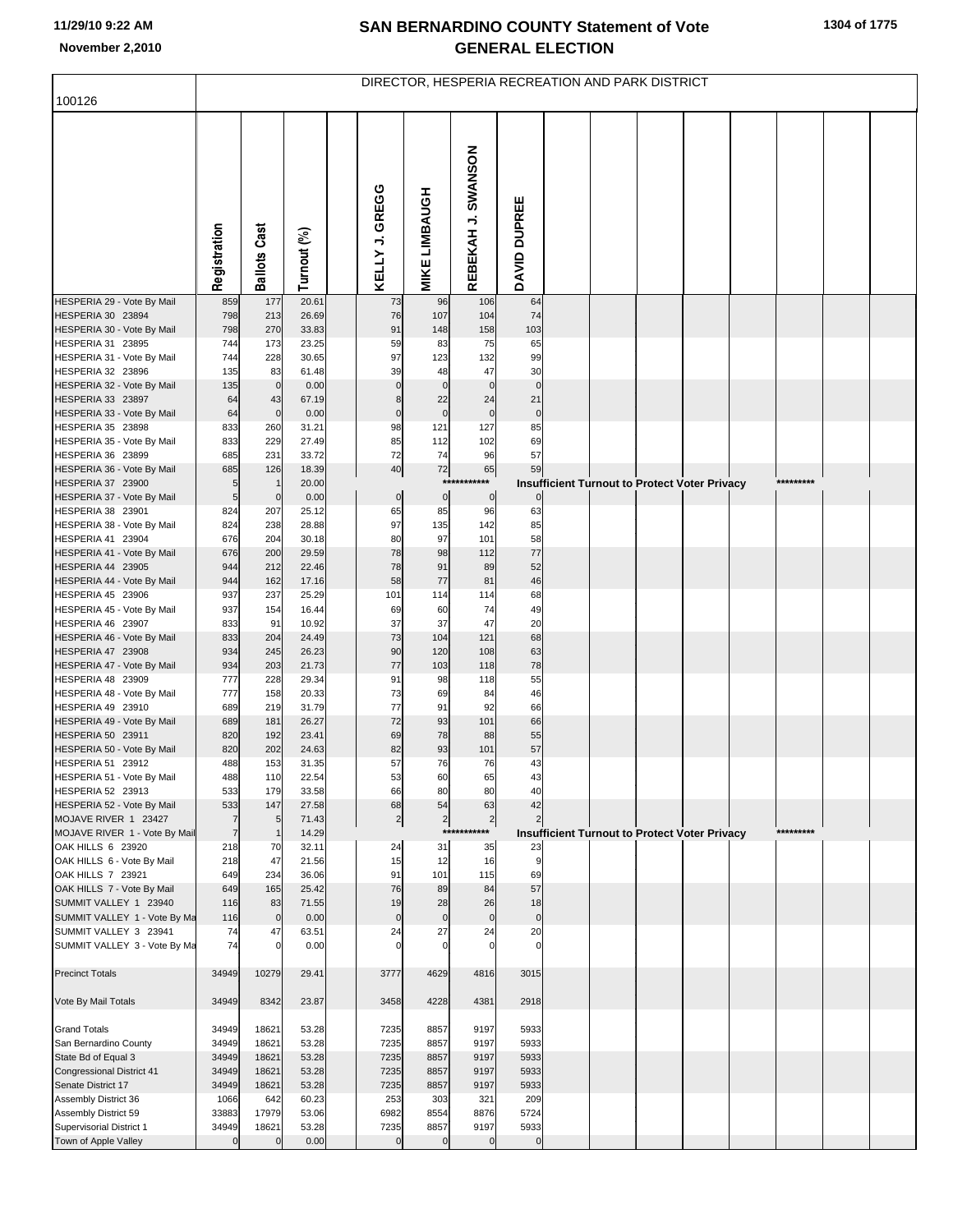# DIRECTOR, HESPERIA RECREATION AND PARK DISTRICT

100126

| | Registration | Ballots Cast | Turnout (%) | | KELLY J. GREGG | MIKE LIMBAUGH | REBEKAH J. SWANSON | DAVID DUPREE |
|---|---|---|---|---|---|---|---|---|
| HESPERIA 29 - Vote By Mail | 859 | 177 | 20.61 | | 73 | 96 | 106 | 64 |
| HESPERIA 30 23894 | 798 | 213 | 26.69 | | 76 | 107 | 104 | 74 |
| HESPERIA 30 - Vote By Mail | 798 | 270 | 33.83 | | 91 | 148 | 158 | 103 |
| HESPERIA 31 23895 | 744 | 173 | 23.25 | | 59 | 83 | 75 | 65 |
| HESPERIA 31 - Vote By Mail | 744 | 228 | 30.65 | | 97 | 123 | 132 | 99 |
| HESPERIA 32 23896 | 135 | 83 | 61.48 | | 39 | 48 | 47 | 30 |
| HESPERIA 32 - Vote By Mail | 135 | 0 | 0.00 | | 0 | 0 | 0 | 0 |
| HESPERIA 33 23897 | 64 | 43 | 67.19 | | 8 | 22 | 24 | 21 |
| HESPERIA 33 - Vote By Mail | 64 | 0 | 0.00 | | 0 | 0 | 0 | 0 |
| HESPERIA 35 23898 | 833 | 260 | 31.21 | | 98 | 121 | 127 | 85 |
| HESPERIA 35 - Vote By Mail | 833 | 229 | 27.49 | | 85 | 112 | 102 | 69 |
| HESPERIA 36 23899 | 685 | 231 | 33.72 | | 72 | 74 | 96 | 57 |
| HESPERIA 36 - Vote By Mail | 685 | 126 | 18.39 | | 40 | 72 | 65 | 59 |
| HESPERIA 37 23900 | 5 | 1 | 20.00 | | | | *********** | Insufficient Turnout to Protect Voter Privacy ********* |
| HESPERIA 37 - Vote By Mail | 5 | 0 | 0.00 | | 0 | 0 | 0 | 0 |
| HESPERIA 38 23901 | 824 | 207 | 25.12 | | 65 | 85 | 96 | 63 |
| HESPERIA 38 - Vote By Mail | 824 | 238 | 28.88 | | 97 | 135 | 142 | 85 |
| HESPERIA 41 23904 | 676 | 204 | 30.18 | | 80 | 97 | 101 | 58 |
| HESPERIA 41 - Vote By Mail | 676 | 200 | 29.59 | | 78 | 98 | 112 | 77 |
| HESPERIA 44 23905 | 944 | 212 | 22.46 | | 78 | 91 | 89 | 52 |
| HESPERIA 44 - Vote By Mail | 944 | 162 | 17.16 | | 58 | 77 | 81 | 46 |
| HESPERIA 45 23906 | 937 | 237 | 25.29 | | 101 | 114 | 114 | 68 |
| HESPERIA 45 - Vote By Mail | 937 | 154 | 16.44 | | 69 | 60 | 74 | 49 |
| HESPERIA 46 23907 | 833 | 91 | 10.92 | | 37 | 37 | 47 | 20 |
| HESPERIA 46 - Vote By Mail | 833 | 204 | 24.49 | | 73 | 104 | 121 | 68 |
| HESPERIA 47 23908 | 934 | 245 | 26.23 | | 90 | 120 | 108 | 63 |
| HESPERIA 47 - Vote By Mail | 934 | 203 | 21.73 | | 77 | 103 | 118 | 78 |
| HESPERIA 48 23909 | 777 | 228 | 29.34 | | 91 | 98 | 118 | 55 |
| HESPERIA 48 - Vote By Mail | 777 | 158 | 20.33 | | 73 | 69 | 84 | 46 |
| HESPERIA 49 23910 | 689 | 219 | 31.79 | | 77 | 91 | 92 | 66 |
| HESPERIA 49 - Vote By Mail | 689 | 181 | 26.27 | | 72 | 93 | 101 | 66 |
| HESPERIA 50 23911 | 820 | 192 | 23.41 | | 69 | 78 | 88 | 55 |
| HESPERIA 50 - Vote By Mail | 820 | 202 | 24.63 | | 82 | 93 | 101 | 57 |
| HESPERIA 51 23912 | 488 | 153 | 31.35 | | 57 | 76 | 76 | 43 |
| HESPERIA 51 - Vote By Mail | 488 | 110 | 22.54 | | 53 | 60 | 65 | 43 |
| HESPERIA 52 23913 | 533 | 179 | 33.58 | | 66 | 80 | 80 | 40 |
| HESPERIA 52 - Vote By Mail | 533 | 147 | 27.58 | | 68 | 54 | 63 | 42 |
| MOJAVE RIVER 1 23427 | 7 | 5 | 71.43 | | 2 | 2 | 2 | 2 |
| MOJAVE RIVER 1 - Vote By Mail | 7 | 1 | 14.29 | | | | *********** | Insufficient Turnout to Protect Voter Privacy ********* |
| OAK HILLS 6 23920 | 218 | 70 | 32.11 | | 24 | 31 | 35 | 23 |
| OAK HILLS 6 - Vote By Mail | 218 | 47 | 21.56 | | 15 | 12 | 16 | 9 |
| OAK HILLS 7 23921 | 649 | 234 | 36.06 | | 91 | 101 | 115 | 69 |
| OAK HILLS 7 - Vote By Mail | 649 | 165 | 25.42 | | 76 | 89 | 84 | 57 |
| SUMMIT VALLEY 1 23940 | 116 | 83 | 71.55 | | 19 | 28 | 26 | 18 |
| SUMMIT VALLEY 1 - Vote By Ma | 116 | 0 | 0.00 | | 0 | 0 | 0 | 0 |
| SUMMIT VALLEY 3 23941 | 74 | 47 | 63.51 | | 24 | 27 | 24 | 20 |
| SUMMIT VALLEY 3 - Vote By Ma | 74 | 0 | 0.00 | | 0 | 0 | 0 | 0 |
| Precinct Totals | 34949 | 10279 | 29.41 | | 3777 | 4629 | 4816 | 3015 |
| Vote By Mail Totals | 34949 | 8342 | 23.87 | | 3458 | 4228 | 4381 | 2918 |
| Grand Totals | 34949 | 18621 | 53.28 | | 7235 | 8857 | 9197 | 5933 |
| San Bernardino County | 34949 | 18621 | 53.28 | | 7235 | 8857 | 9197 | 5933 |
| State Bd of Equal 3 | 34949 | 18621 | 53.28 | | 7235 | 8857 | 9197 | 5933 |
| Congressional District 41 | 34949 | 18621 | 53.28 | | 7235 | 8857 | 9197 | 5933 |
| Senate District 17 | 34949 | 18621 | 53.28 | | 7235 | 8857 | 9197 | 5933 |
| Assembly District 36 | 1066 | 642 | 60.23 | | 253 | 303 | 321 | 209 |
| Assembly District 59 | 33883 | 17979 | 53.06 | | 6982 | 8554 | 8876 | 5724 |
| Supervisorial District 1 | 34949 | 18621 | 53.28 | | 7235 | 8857 | 9197 | 5933 |
| Town of Apple Valley | 0 | 0 | 0.00 | | 0 | 0 | 0 | 0 |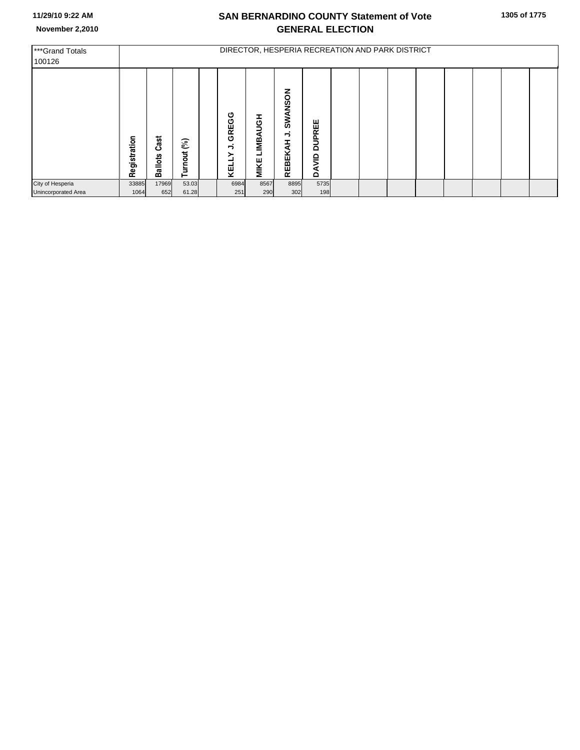| ***Grand Totals 100126 | DIRECTOR, HESPERIA RECREATION AND PARK DISTRICT | | | | | | | |
|---|---|---|---|---|---|---|---|---|
| | Registration | Ballots Cast | Turnout (%) | | KELLY J. GREGG | MIKE LIMBAUGH | REBEKAH J. SWANSON | DAVID DUPREE |
| City of Hesperia | 33885 | 17969 | 53.03 | | 6984 | 8567 | 8895 | 5735 |
| Unincorporated Area | 1064 | 652 | 61.28 | | 251 | 290 | 302 | 198 |